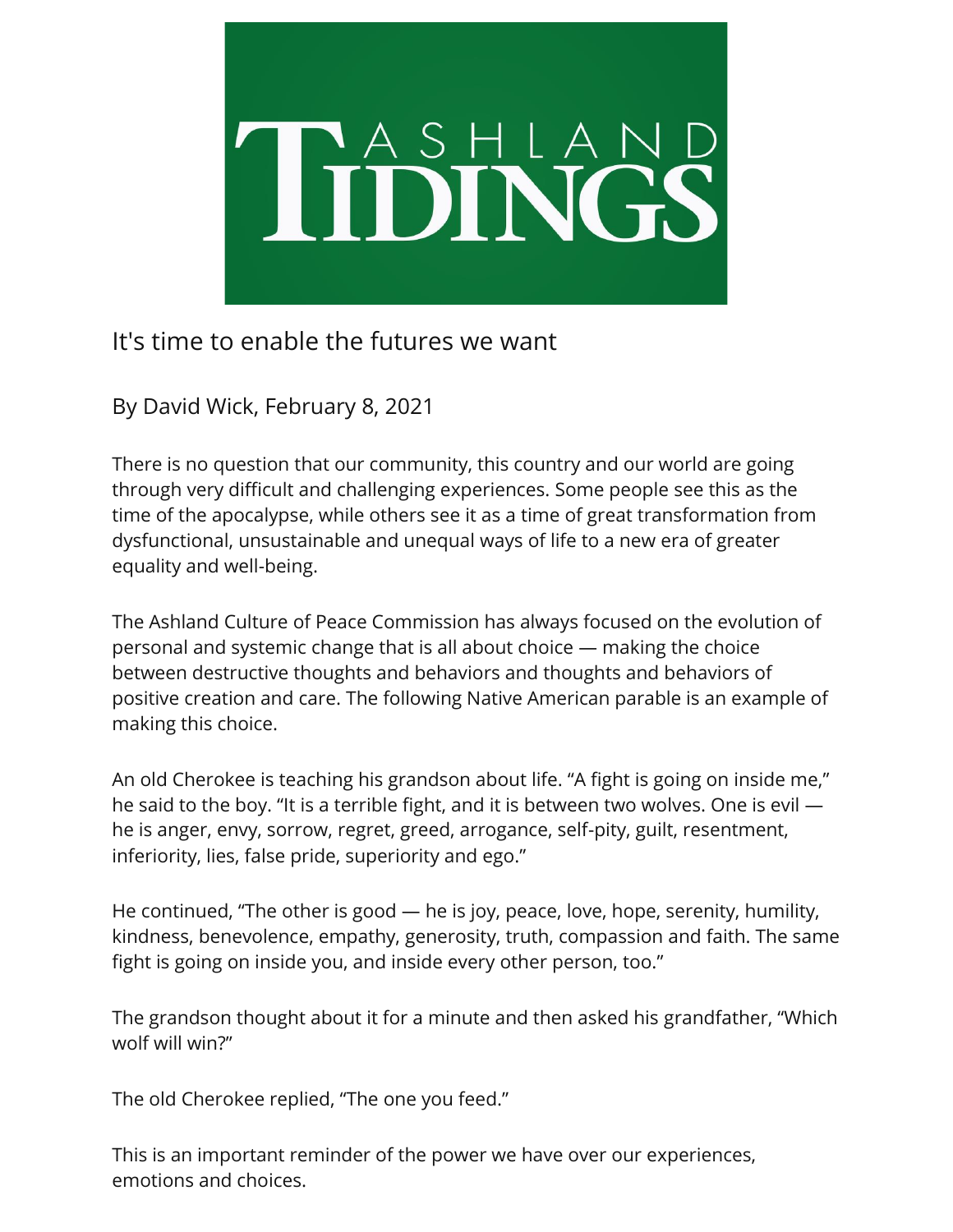# Ashland Tidings

## It's time to enable the futures we want

By David Wick, February 8, 2021

There is no question that our community, this country and our world are going through very difficult and challenging experiences. Some people see this as the time of the apocalypse, while others see it as a time of great transformation from dysfunctional, unsustainable and unequal ways of life to a new era of greater equality and well-being.

The Ashland Culture of Peace Commission has always focused on the evolution of personal and systemic change that is all about choice — making the choice between destructive thoughts and behaviors and thoughts and behaviors of positive creation and care. The following Native American parable is an example of making this choice.

An old Cherokee is teaching his grandson about life. "A fight is going on inside me," he said to the boy. "It is a terrible fight, and it is between two wolves. One is evil — he is anger, envy, sorrow, regret, greed, arrogance, self-pity, guilt, resentment, inferiority, lies, false pride, superiority and ego."

He continued, "The other is good — he is joy, peace, love, hope, serenity, humility, kindness, benevolence, empathy, generosity, truth, compassion and faith. The same fight is going on inside you, and inside every other person, too."

The grandson thought about it for a minute and then asked his grandfather, "Which wolf will win?"

The old Cherokee replied, "The one you feed."

This is an important reminder of the power we have over our experiences, emotions and choices.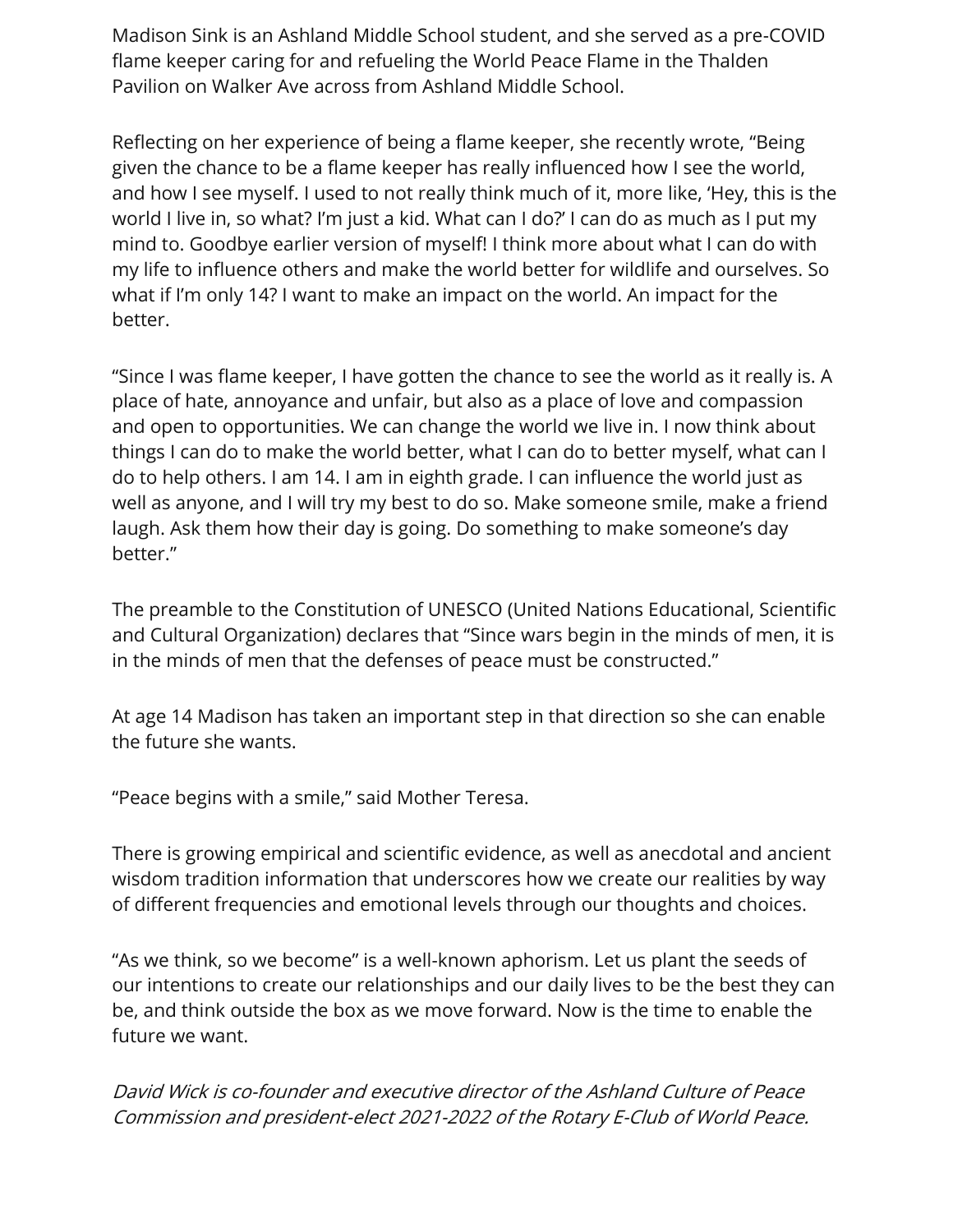Madison Sink is an Ashland Middle School student, and she served as a pre-COVID flame keeper caring for and refueling the World Peace Flame in the Thalden Pavilion on Walker Ave across from Ashland Middle School.

Reflecting on her experience of being a flame keeper, she recently wrote, "Being given the chance to be a flame keeper has really influenced how I see the world, and how I see myself. I used to not really think much of it, more like, 'Hey, this is the world I live in, so what? I'm just a kid. What can I do?' I can do as much as I put my mind to. Goodbye earlier version of myself! I think more about what I can do with my life to influence others and make the world better for wildlife and ourselves. So what if I'm only 14? I want to make an impact on the world. An impact for the better.

"Since I was flame keeper, I have gotten the chance to see the world as it really is. A place of hate, annoyance and unfair, but also as a place of love and compassion and open to opportunities. We can change the world we live in. I now think about things I can do to make the world better, what I can do to better myself, what can I do to help others. I am 14. I am in eighth grade. I can influence the world just as well as anyone, and I will try my best to do so. Make someone smile, make a friend laugh. Ask them how their day is going. Do something to make someone's day better."

The preamble to the Constitution of UNESCO (United Nations Educational, Scientific and Cultural Organization) declares that "Since wars begin in the minds of men, it is in the minds of men that the defenses of peace must be constructed."

At age 14 Madison has taken an important step in that direction so she can enable the future she wants.

"Peace begins with a smile," said Mother Teresa.

There is growing empirical and scientific evidence, as well as anecdotal and ancient wisdom tradition information that underscores how we create our realities by way of different frequencies and emotional levels through our thoughts and choices.

"As we think, so we become" is a well-known aphorism. Let us plant the seeds of our intentions to create our relationships and our daily lives to be the best they can be, and think outside the box as we move forward. Now is the time to enable the future we want.

*David Wick is co-founder and executive director of the Ashland Culture of Peace Commission and president-elect 2021-2022 of the Rotary E-Club of World Peace.*